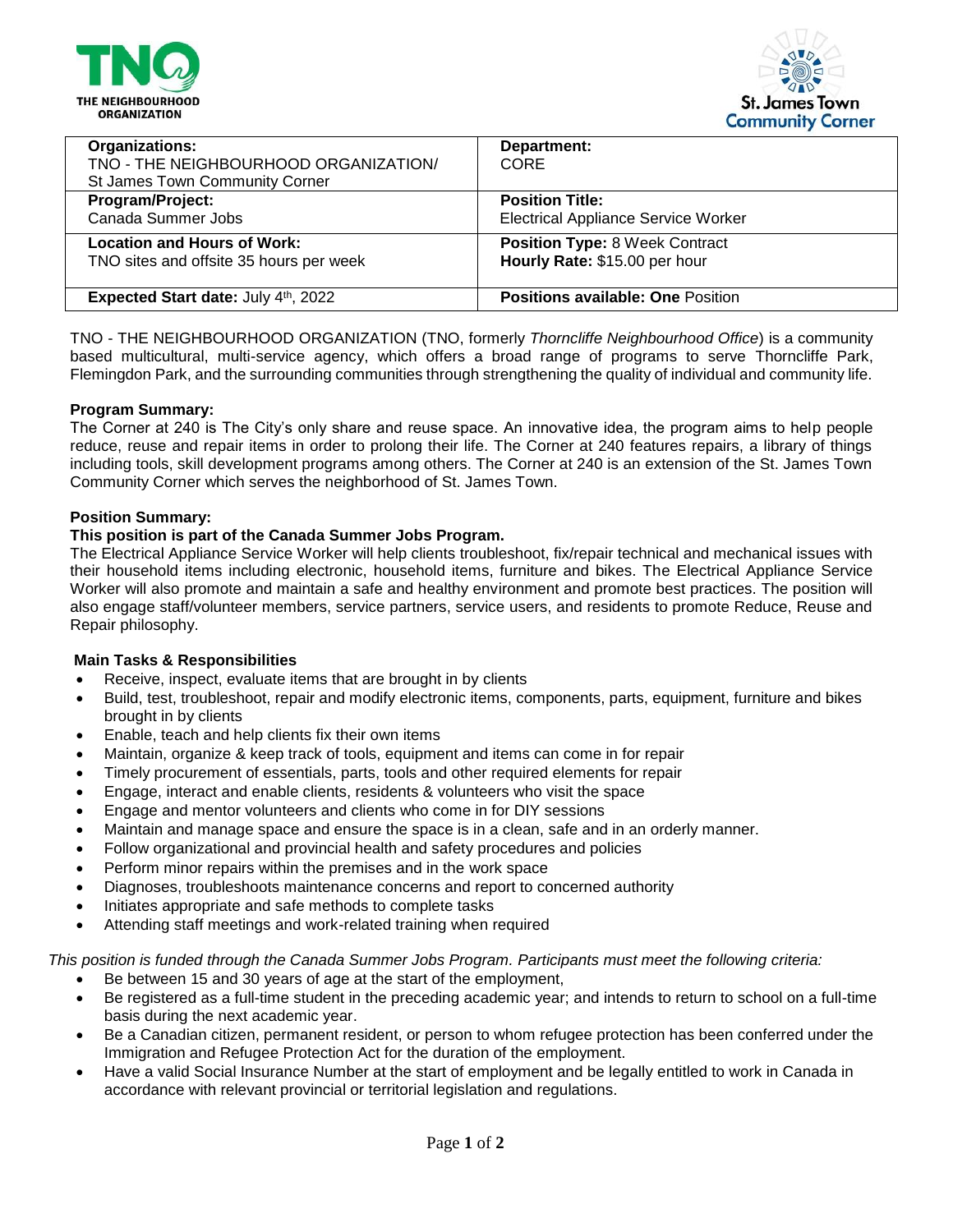TNO THE NEIGHBOURHOOD ORGANIZATION

St. James Town Community Corner

| **Organizations:** TNO - THE NEIGHBOURHOOD ORGANIZATION/ St James Town Community Corner | **Department:** CORE |
|---|---|
| **Program/Project:** Canada Summer Jobs | **Position Title:** Electrical Appliance Service Worker |
| **Location and Hours of Work:** TNO sites and offsite 35 hours per week | **Position Type:** 8 Week Contract **Hourly Rate:** $15.00 per hour |
| **Expected Start date:** July 4th, 2022 | **Positions available: One** Position |

TNO - THE NEIGHBOURHOOD ORGANIZATION (TNO, formerly *Thorncliffe Neighbourhood Office*) is a community based multicultural, multi-service agency, which offers a broad range of programs to serve Thorncliffe Park, Flemingdon Park, and the surrounding communities through strengthening the quality of individual and community life.

**Program Summary:**

The Corner at 240 is The City's only share and reuse space. An innovative idea, the program aims to help people reduce, reuse and repair items in order to prolong their life. The Corner at 240 features repairs, a library of things including tools, skill development programs among others. The Corner at 240 is an extension of the St. James Town Community Corner which serves the neighborhood of St. James Town.

**Position Summary:**

**This position is part of the Canada Summer Jobs Program.**

The Electrical Appliance Service Worker will help clients troubleshoot, fix/repair technical and mechanical issues with their household items including electronic, household items, furniture and bikes. The Electrical Appliance Service Worker will also promote and maintain a safe and healthy environment and promote best practices. The position will also engage staff/volunteer members, service partners, service users, and residents to promote Reduce, Reuse and Repair philosophy.

**Main Tasks & Responsibilities**

- Receive, inspect, evaluate items that are brought in by clients
- Build, test, troubleshoot, repair and modify electronic items, components, parts, equipment, furniture and bikes brought in by clients
- Enable, teach and help clients fix their own items
- Maintain, organize & keep track of tools, equipment and items can come in for repair
- Timely procurement of essentials, parts, tools and other required elements for repair
- Engage, interact and enable clients, residents & volunteers who visit the space
- Engage and mentor volunteers and clients who come in for DIY sessions
- Maintain and manage space and ensure the space is in a clean, safe and in an orderly manner.
- Follow organizational and provincial health and safety procedures and policies
- Perform minor repairs within the premises and in the work space
- Diagnoses, troubleshoots maintenance concerns and report to concerned authority
- Initiates appropriate and safe methods to complete tasks
- Attending staff meetings and work-related training when required

*This position is funded through the Canada Summer Jobs Program. Participants must meet the following criteria:*

- Be between 15 and 30 years of age at the start of the employment,
- Be registered as a full-time student in the preceding academic year; and intends to return to school on a full-time basis during the next academic year.
- Be a Canadian citizen, permanent resident, or person to whom refugee protection has been conferred under the Immigration and Refugee Protection Act for the duration of the employment.
- Have a valid Social Insurance Number at the start of employment and be legally entitled to work in Canada in accordance with relevant provincial or territorial legislation and regulations.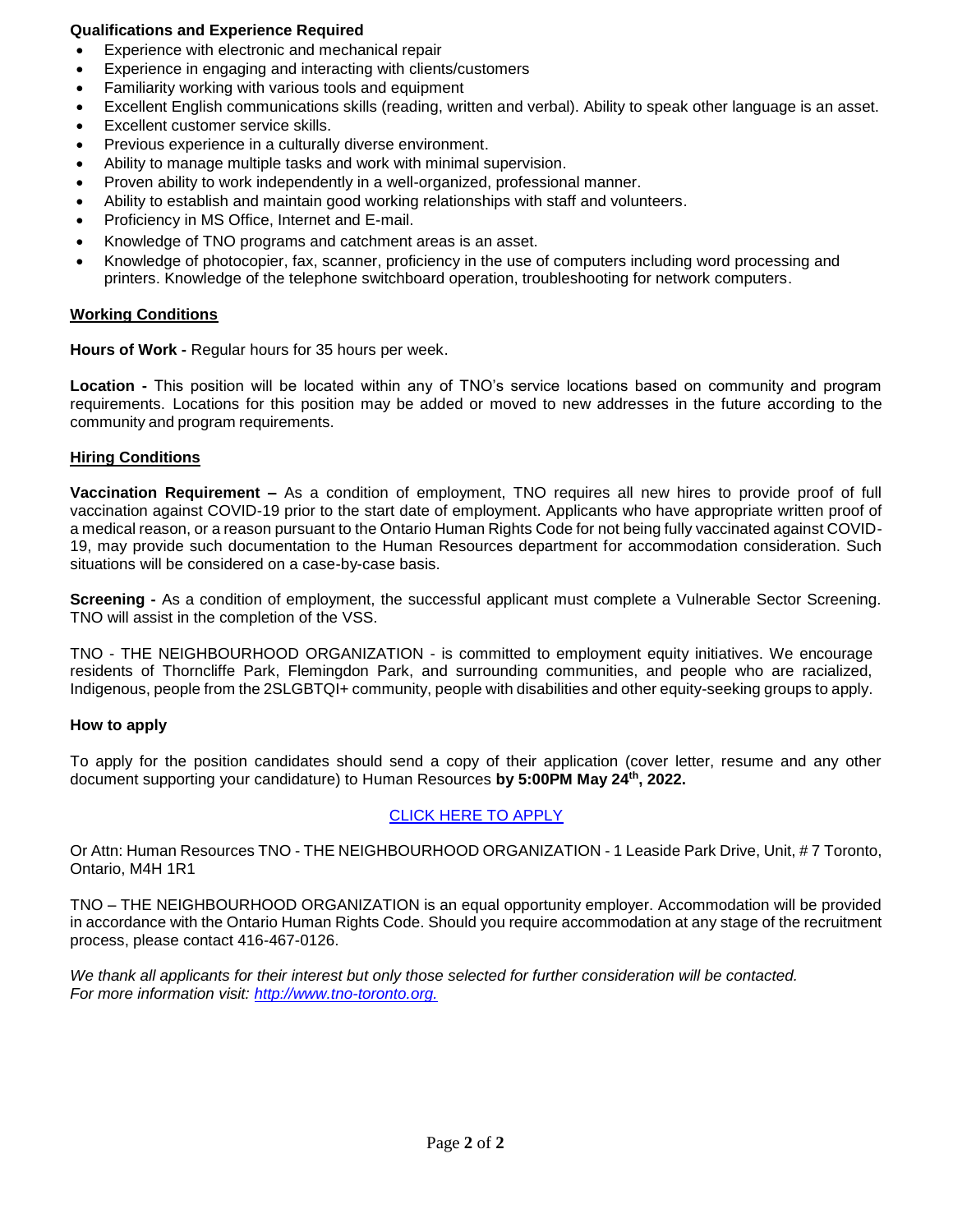**Qualifications and Experience Required**

- Experience with electronic and mechanical repair
- Experience in engaging and interacting with clients/customers
- Familiarity working with various tools and equipment
- Excellent English communications skills (reading, written and verbal). Ability to speak other language is an asset.
- Excellent customer service skills.
- Previous experience in a culturally diverse environment.
- Ability to manage multiple tasks and work with minimal supervision.
- Proven ability to work independently in a well-organized, professional manner.
- Ability to establish and maintain good working relationships with staff and volunteers.
- Proficiency in MS Office, Internet and E-mail.
- Knowledge of TNO programs and catchment areas is an asset.
- Knowledge of photocopier, fax, scanner, proficiency in the use of computers including word processing and printers. Knowledge of the telephone switchboard operation, troubleshooting for network computers.

**Working Conditions**

**Hours of Work -** Regular hours for 35 hours per week.

**Location -** This position will be located within any of TNO's service locations based on community and program requirements. Locations for this position may be added or moved to new addresses in the future according to the community and program requirements.

**Hiring Conditions**

**Vaccination Requirement –** As a condition of employment, TNO requires all new hires to provide proof of full vaccination against COVID-19 prior to the start date of employment. Applicants who have appropriate written proof of a medical reason, or a reason pursuant to the Ontario Human Rights Code for not being fully vaccinated against COVID-19, may provide such documentation to the Human Resources department for accommodation consideration. Such situations will be considered on a case-by-case basis.

**Screening -** As a condition of employment, the successful applicant must complete a Vulnerable Sector Screening. TNO will assist in the completion of the VSS.

TNO - THE NEIGHBOURHOOD ORGANIZATION - is committed to employment equity initiatives. We encourage residents of Thorncliffe Park, Flemingdon Park, and surrounding communities, and people who are racialized, Indigenous, people from the 2SLGBTQI+ community, people with disabilities and other equity-seeking groups to apply.

**How to apply**

To apply for the position candidates should send a copy of their application (cover letter, resume and any other document supporting your candidature) to Human Resources **by 5:00PM May 24th, 2022.**

CLICK HERE TO APPLY

Or Attn: Human Resources TNO - THE NEIGHBOURHOOD ORGANIZATION - 1 Leaside Park Drive, Unit, # 7 Toronto, Ontario, M4H 1R1

TNO – THE NEIGHBOURHOOD ORGANIZATION is an equal opportunity employer. Accommodation will be provided in accordance with the Ontario Human Rights Code. Should you require accommodation at any stage of the recruitment process, please contact 416-467-0126.

*We thank all applicants for their interest but only those selected for further consideration will be contacted.*
*For more information visit: http://www.tno-toronto.org.*